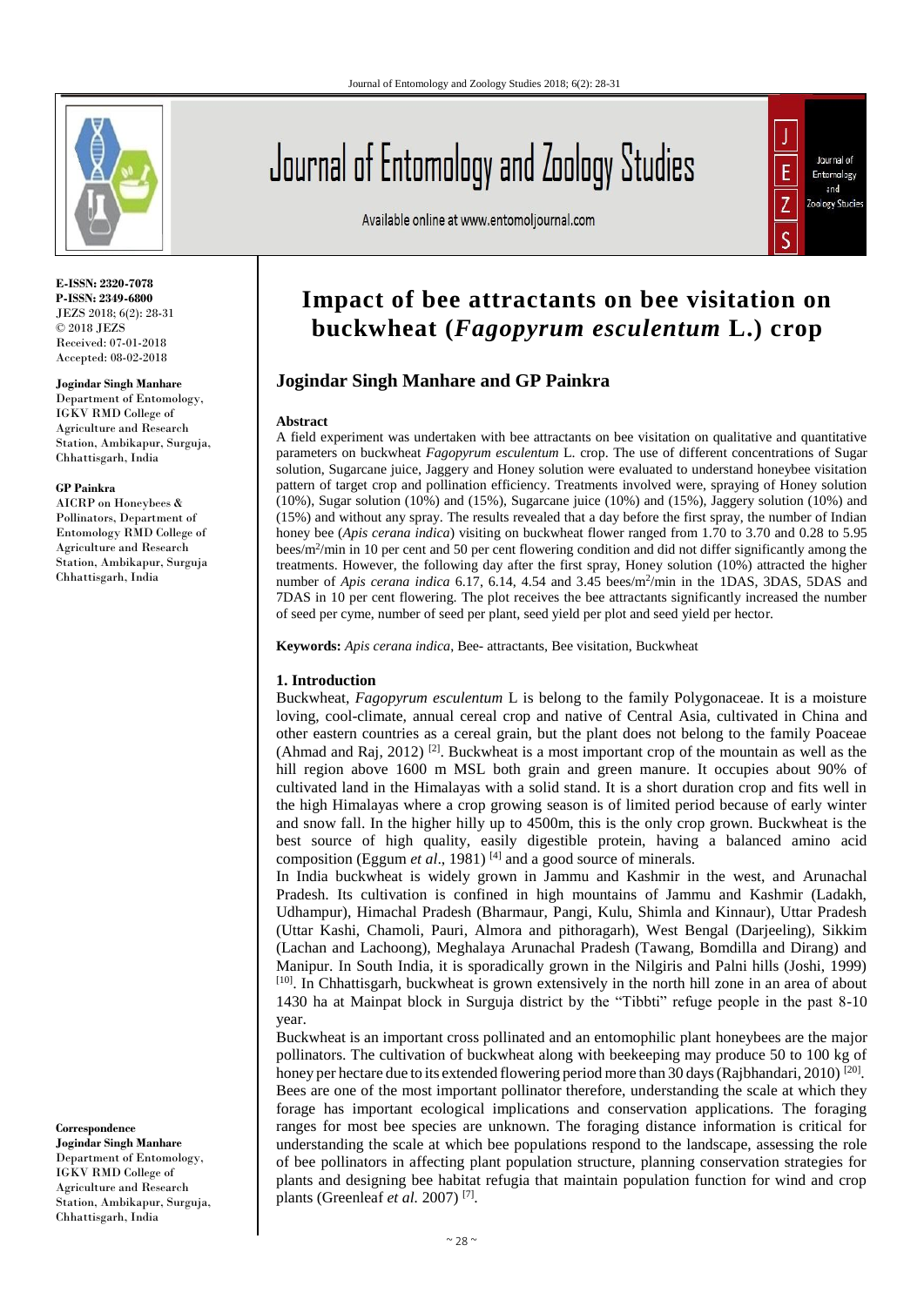# Impact of bee attractants on bee visitation on buckwheat (*Fagopyrum esculentum* L.) crop

**E-ISSN: 2320-7078**
**P-ISSN: 2349-6800**
JEZS 2018; 6(2): 28-31
© 2018 JEZS
Received: 07-01-2018
Accepted: 08-02-2018

## Jogindar Singh Manhare and GP Painkra

**Jogindar Singh Manhare**
Department of Entomology, IGKV RMD College of Agriculture and Research Station, Ambikapur, Surguja, Chhattisgarh, India

**GP Painkra**
AICRP on Honeybees & Pollinators, Department of Entomology RMD College of Agriculture and Research Station, Ambikapur, Surguja Chhattisgarh, India

**Correspondence**
**Jogindar Singh Manhare**
Department of Entomology, IGKV RMD College of Agriculture and Research Station, Ambikapur, Surguja, Chhattisgarh, India

**Abstract**

A field experiment was undertaken with bee attractants on bee visitation on qualitative and quantitative parameters on buckwheat *Fagopyrum esculentum* L. crop. The use of different concentrations of Sugar solution, Sugarcane juice, Jaggery and Honey solution were evaluated to understand honeybee visitation pattern of target crop and pollination efficiency. Treatments involved were, spraying of Honey solution (10%), Sugar solution (10%) and (15%), Sugarcane juice (10%) and (15%), Jaggery solution (10%) and (15%) and without any spray. The results revealed that a day before the first spray, the number of Indian honey bee (*Apis cerana indica*) visiting on buckwheat flower ranged from 1.70 to 3.70 and 0.28 to 5.95 bees/m$^2$/min in 10 per cent and 50 per cent flowering condition and did not differ significantly among the treatments. However, the following day after the first spray, Honey solution (10%) attracted the higher number of *Apis cerana indica* 6.17, 6.14, 4.54 and 3.45 bees/m$^2$/min in the 1DAS, 3DAS, 5DAS and 7DAS in 10 per cent flowering. The plot receives the bee attractants significantly increased the number of seed per cyme, number of seed per plant, seed yield per plot and seed yield per hector.

**Keywords:** *Apis cerana indica*, Bee- attractants, Bee visitation, Buckwheat

### 1. Introduction

Buckwheat, *Fagopyrum esculentum* L is belong to the family Polygonaceae. It is a moisture loving, cool-climate, annual cereal crop and native of Central Asia, cultivated in China and other eastern countries as a cereal grain, but the plant does not belong to the family Poaceae (Ahmad and Raj, 2012) [2]. Buckwheat is a most important crop of the mountain as well as the hill region above 1600 m MSL both grain and green manure. It occupies about 90% of cultivated land in the Himalayas with a solid stand. It is a short duration crop and fits well in the high Himalayas where a crop growing season is of limited period because of early winter and snow fall. In the higher hilly up to 4500m, this is the only crop grown. Buckwheat is the best source of high quality, easily digestible protein, having a balanced amino acid composition (Eggum *et al*., 1981) [4] and a good source of minerals.

In India buckwheat is widely grown in Jammu and Kashmir in the west, and Arunachal Pradesh. Its cultivation is confined in high mountains of Jammu and Kashmir (Ladakh, Udhampur), Himachal Pradesh (Bharmaur, Pangi, Kulu, Shimla and Kinnaur), Uttar Pradesh (Uttar Kashi, Chamoli, Pauri, Almora and pithoragarh), West Bengal (Darjeeling), Sikkim (Lachan and Lachoong), Meghalaya Arunachal Pradesh (Tawang, Bomdilla and Dirang) and Manipur. In South India, it is sporadically grown in the Nilgiris and Palni hills (Joshi, 1999) [10]. In Chhattisgarh, buckwheat is grown extensively in the north hill zone in an area of about 1430 ha at Mainpat block in Surguja district by the "Tibbti" refuge people in the past 8-10 year.

Buckwheat is an important cross pollinated and an entomophilic plant honeybees are the major pollinators. The cultivation of buckwheat along with beekeeping may produce 50 to 100 kg of honey per hectare due to its extended flowering period more than 30 days (Rajbhandari, 2010) [20]. Bees are one of the most important pollinator therefore, understanding the scale at which they forage has important ecological implications and conservation applications. The foraging ranges for most bee species are unknown. The foraging distance information is critical for understanding the scale at which bee populations respond to the landscape, assessing the role of bee pollinators in affecting plant population structure, planning conservation strategies for plants and designing bee habitat refugia that maintain population function for wind and crop plants (Greenleaf *et al.* 2007) [7].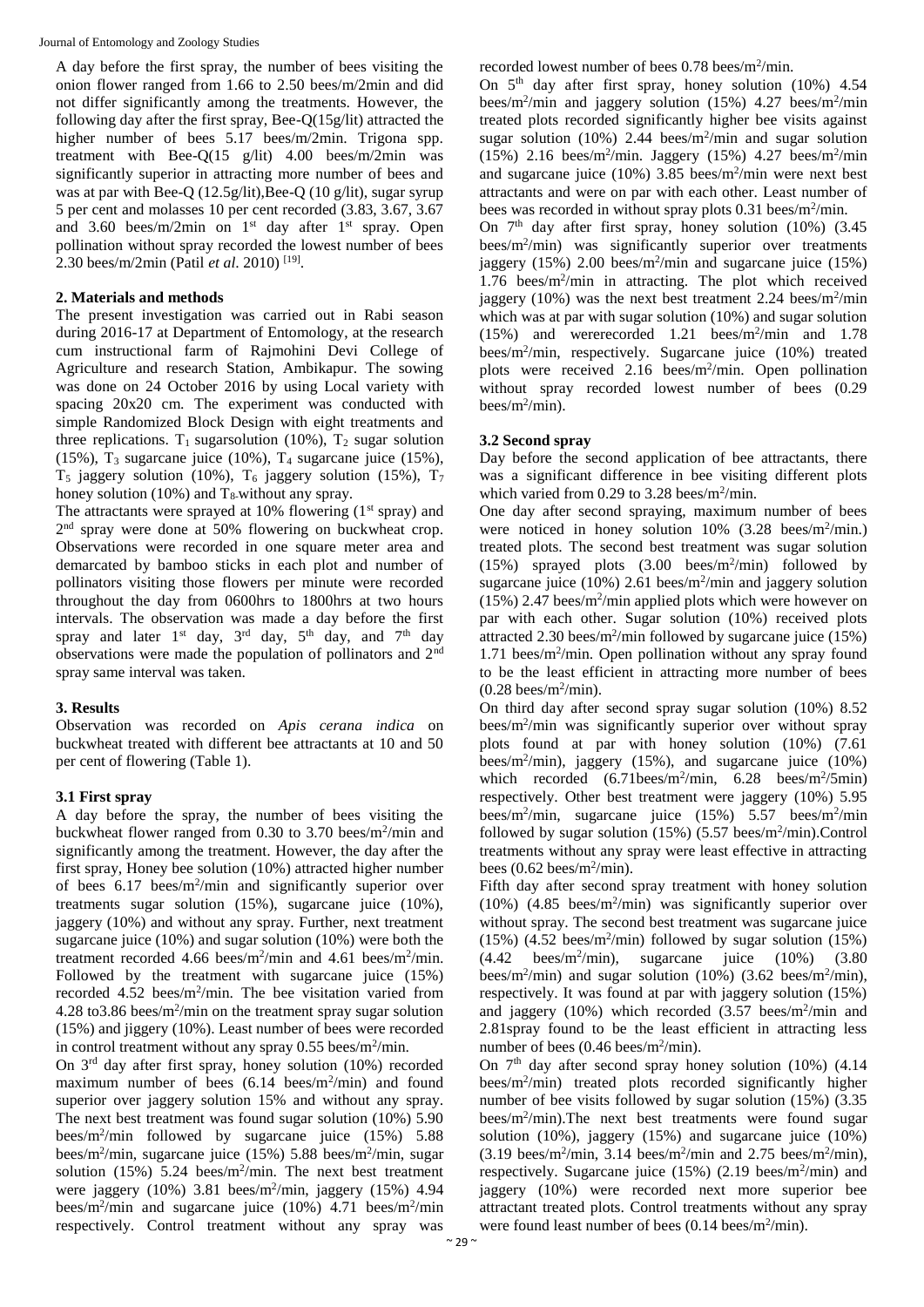A day before the first spray, the number of bees visiting the onion flower ranged from 1.66 to 2.50 bees/m/2min and did not differ significantly among the treatments. However, the following day after the first spray, Bee-Q(15g/lit) attracted the higher number of bees 5.17 bees/m/2min. Trigona spp. treatment with Bee-Q(15 g/lit) 4.00 bees/m/2min was significantly superior in attracting more number of bees and was at par with Bee-Q (12.5g/lit),Bee-Q (10 g/lit), sugar syrup 5 per cent and molasses 10 per cent recorded (3.83, 3.67, 3.67 and 3.60 bees/m/2min on 1st day after 1st spray. Open pollination without spray recorded the lowest number of bees 2.30 bees/m/2min (Patil *et al.* 2010) [19].

## 2. Materials and methods

The present investigation was carried out in Rabi season during 2016-17 at Department of Entomology, at the research cum instructional farm of Rajmohini Devi College of Agriculture and research Station, Ambikapur. The sowing was done on 24 October 2016 by using Local variety with spacing 20x20 cm. The experiment was conducted with simple Randomized Block Design with eight treatments and three replications. $T_1$ sugarsolution (10%), $T_2$ sugar solution (15%), $T_3$ sugarcane juice (10%), $T_4$ sugarcane juice (15%), $T_5$ jaggery solution (10%), $T_6$ jaggery solution (15%), $T_7$ honey solution (10%) and $T_8$-without any spray.

The attractants were sprayed at 10% flowering (1st spray) and 2nd spray were done at 50% flowering on buckwheat crop. Observations were recorded in one square meter area and demarcated by bamboo sticks in each plot and number of pollinators visiting those flowers per minute were recorded throughout the day from 0600hrs to 1800hrs at two hours intervals. The observation was made a day before the first spray and later 1st day, 3rd day, 5th day, and 7th day observations were made the population of pollinators and 2nd spray same interval was taken.

## 3. Results

Observation was recorded on *Apis cerana indica* on buckwheat treated with different bee attractants at 10 and 50 per cent of flowering (Table 1).

### 3.1 First spray

A day before the spray, the number of bees visiting the buckwheat flower ranged from 0.30 to 3.70 bees/m$^2$/min and significantly among the treatment. However, the day after the first spray, Honey bee solution (10%) attracted higher number of bees 6.17 bees/m$^2$/min and significantly superior over treatments sugar solution (15%), sugarcane juice (10%), jaggery (10%) and without any spray. Further, next treatment sugarcane juice (10%) and sugar solution (10%) were both the treatment recorded 4.66 bees/m$^2$/min and 4.61 bees/m$^2$/min. Followed by the treatment with sugarcane juice (15%) recorded 4.52 bees/m$^2$/min. The bee visitation varied from 4.28 to3.86 bees/m$^2$/min on the treatment spray sugar solution (15%) and jiggery (10%). Least number of bees were recorded in control treatment without any spray 0.55 bees/m$^2$/min.

On 3rd day after first spray, honey solution (10%) recorded maximum number of bees (6.14 bees/m$^2$/min) and found superior over jaggery solution 15% and without any spray. The next best treatment was found sugar solution (10%) 5.90 bees/m$^2$/min followed by sugarcane juice (15%) 5.88 bees/m$^2$/min, sugarcane juice (15%) 5.88 bees/m$^2$/min, sugar solution (15%) 5.24 bees/m$^2$/min. The next best treatment were jaggery (10%) 3.81 bees/m$^2$/min, jaggery (15%) 4.94 bees/m$^2$/min and sugarcane juice (10%) 4.71 bees/m$^2$/min respectively. Control treatment without any spray was recorded lowest number of bees 0.78 bees/m$^2$/min.

On 5th day after first spray, honey solution (10%) 4.54 bees/m$^2$/min and jaggery solution (15%) 4.27 bees/m$^2$/min treated plots recorded significantly higher bee visits against sugar solution (10%) 2.44 bees/m$^2$/min and sugar solution (15%) 2.16 bees/m$^2$/min. Jaggery (15%) 4.27 bees/m$^2$/min and sugarcane juice (10%) 3.85 bees/m$^2$/min were next best attractants and were on par with each other. Least number of bees was recorded in without spray plots 0.31 bees/m$^2$/min.

On 7th day after first spray, honey solution (10%) (3.45 bees/m$^2$/min) was significantly superior over treatments jaggery (15%) 2.00 bees/m$^2$/min and sugarcane juice (15%) 1.76 bees/m$^2$/min in attracting. The plot which received jaggery (10%) was the next best treatment 2.24 bees/m$^2$/min which was at par with sugar solution (10%) and sugar solution (15%) and wererecorded 1.21 bees/m$^2$/min and 1.78 bees/m$^2$/min, respectively. Sugarcane juice (10%) treated plots were received 2.16 bees/m$^2$/min. Open pollination without spray recorded lowest number of bees (0.29 bees/m$^2$/min).

### 3.2 Second spray

Day before the second application of bee attractants, there was a significant difference in bee visiting different plots which varied from 0.29 to 3.28 bees/m$^2$/min.

One day after second spraying, maximum number of bees were noticed in honey solution 10% (3.28 bees/m$^2$/min.) treated plots. The second best treatment was sugar solution (15%) sprayed plots (3.00 bees/m$^2$/min) followed by sugarcane juice (10%) 2.61 bees/m$^2$/min and jaggery solution (15%) 2.47 bees/m$^2$/min applied plots which were however on par with each other. Sugar solution (10%) received plots attracted 2.30 bees/m$^2$/min followed by sugarcane juice (15%) 1.71 bees/m$^2$/min. Open pollination without any spray found to be the least efficient in attracting more number of bees (0.28 bees/m$^2$/min).

On third day after second spray sugar solution (10%) 8.52 bees/m$^2$/min was significantly superior over without spray plots found at par with honey solution (10%) (7.61 bees/m$^2$/min), jaggery (15%), and sugarcane juice (10%) which recorded (6.71bees/m$^2$/min, 6.28 bees/m$^2$/5min) respectively. Other best treatment were jaggery (10%) 5.95 bees/m$^2$/min, sugarcane juice (15%) 5.57 bees/m$^2$/min followed by sugar solution (15%) (5.57 bees/m$^2$/min).Control treatments without any spray were least effective in attracting bees (0.62 bees/m$^2$/min).

Fifth day after second spray treatment with honey solution (10%) (4.85 bees/m$^2$/min) was significantly superior over without spray. The second best treatment was sugarcane juice (15%) (4.52 bees/m$^2$/min) followed by sugar solution (15%) (4.42 bees/m$^2$/min), sugarcane juice (10%) (3.80 bees/m$^2$/min) and sugar solution (10%) (3.62 bees/m$^2$/min), respectively. It was found at par with jaggery solution (15%) and jaggery (10%) which recorded (3.57 bees/m$^2$/min and 2.81spray found to be the least efficient in attracting less number of bees (0.46 bees/m$^2$/min).

On 7th day after second spray honey solution (10%) (4.14 bees/m$^2$/min) treated plots recorded significantly higher number of bee visits followed by sugar solution (15%) (3.35 bees/m$^2$/min).The next best treatments were found sugar solution (10%), jaggery (15%) and sugarcane juice (10%) (3.19 bees/m$^2$/min, 3.14 bees/m$^2$/min and 2.75 bees/m$^2$/min), respectively. Sugarcane juice (15%) (2.19 bees/m$^2$/min) and jaggery (10%) were recorded next more superior bee attractant treated plots. Control treatments without any spray were found least number of bees (0.14 bees/m$^2$/min).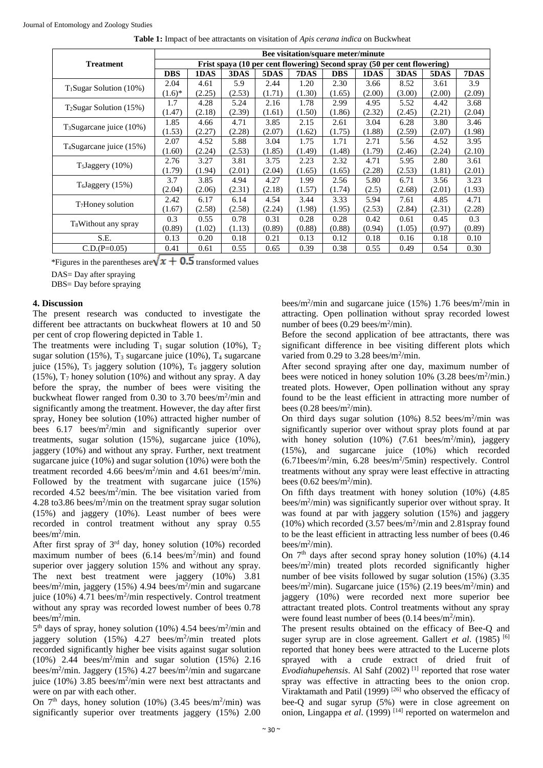**Table 1:** Impact of bee attractants on visitation of *Apis cerana indica* on Buckwheat

| Treatment | Bee visitation/square meter/minute | | | | | | | | | |
|---|---|---|---|---|---|---|---|---|---|---|
| | Frist spaya (10 per cent flowering) | | | | | Second spray (50 per cent flowering) | | | | |
| | DBS | 1DAS | 3DAS | 5DAS | 7DAS | DBS | 1DAS | 3DAS | 5DAS | 7DAS |
| $T_1$Sugar Solution (10%) | 2.04 (1.6)* | 4.61 (2.25) | 5.9 (2.53) | 2.44 (1.71) | 1.20 (1.30) | 2.30 (1.65) | 3.66 (2.00) | 8.52 (3.00) | 3.61 (2.00) | 3.9 (2.09) |
| $T_2$Sugar Solution (15%) | 1.7 (1.47) | 4.28 (2.18) | 5.24 (2.39) | 2.16 (1.61) | 1.78 (1.50) | 2.99 (1.86) | 4.95 (2.32) | 5.52 (2.45) | 4.42 (2.21) | 3.68 (2.04) |
| $T_3$Sugarcane juice (10%) | 1.85 (1.53) | 4.66 (2.27) | 4.71 (2.28) | 3.85 (2.07) | 2.15 (1.62) | 2.61 (1.75) | 3.04 (1.88) | 6.28 (2.59) | 3.80 (2.07) | 3.46 (1.98) |
| $T_4$Sugarcane juice (15%) | 2.07 (1.60) | 4.52 (2.24) | 5.88 (2.53) | 3.04 (1.85) | 1.75 (1.49) | 1.71 (1.48) | 2.71 (1.79) | 5.56 (2.46) | 4.52 (2.24) | 3.95 (2.10) |
| $T_5$Jaggery (10%) | 2.76 (1.79) | 3.27 (1.94) | 3.81 (2.01) | 3.75 (2.04) | 2.23 (1.65) | 2.32 (1.65) | 4.71 (2.28) | 5.95 (2.53) | 2.80 (1.81) | 3.61 (2.01) |
| $T_6$Jaggery (15%) | 3.7 (2.04) | 3.85 (2.06) | 4.94 (2.31) | 4.27 (2.18) | 1.99 (1.57) | 2.56 (1.74) | 5.80 (2.5) | 6.71 (2.68) | 3.56 (2.01) | 3.23 (1.93) |
| $T_7$Honey solution | 2.42 (1.67) | 6.17 (2.58) | 6.14 (2.58) | 4.54 (2.24) | 3.44 (1.98) | 3.33 (1.95) | 5.94 (2.53) | 7.61 (2.84) | 4.85 (2.31) | 4.71 (2.28) |
| $T_8$Without any spray | 0.3 (0.89) | 0.55 (1.02) | 0.78 (1.13) | 0.31 (0.89) | 0.28 (0.88) | 0.28 (0.88) | 0.42 (0.94) | 0.61 (1.05) | 0.45 (0.97) | 0.3 (0.89) |
| S.E. | 0.13 | 0.20 | 0.18 | 0.21 | 0.13 | 0.12 | 0.18 | 0.16 | 0.18 | 0.10 |
| C.D.(P=0.05) | 0.41 | 0.61 | 0.55 | 0.65 | 0.39 | 0.38 | 0.55 | 0.49 | 0.54 | 0.30 |

*Figures in the parentheses are $\sqrt{x + 0.5}$ transformed values

DAS= Day after spraying

DBS= Day before spraying

## 4. Discussion

The present research was conducted to investigate the different bee attractants on buckwheat flowers at 10 and 50 per cent of crop flowering depicted in Table 1.

The treatments were including $T_1$ sugar solution (10%), $T_2$ sugar solution (15%), $T_3$ sugarcane juice (10%), $T_4$ sugarcane juice (15%), $T_5$ jaggery solution (10%), $T_6$ jaggery solution (15%), $T_7$ honey solution (10%) and without any spray. A day before the spray, the number of bees were visiting the buckwheat flower ranged from 0.30 to 3.70 bees/m$^2$/min and significantly among the treatment. However, the day after first spray, Honey bee solution (10%) attracted higher number of bees 6.17 bees/m$^2$/min and significantly superior over treatments, sugar solution (15%), sugarcane juice (10%), jaggery (10%) and without any spray. Further, next treatment sugarcane juice (10%) and sugar solution (10%) were both the treatment recorded 4.66 bees/m$^2$/min and 4.61 bees/m$^2$/min. Followed by the treatment with sugarcane juice (15%) recorded 4.52 bees/m$^2$/min. The bee visitation varied from 4.28 to3.86 bees/m$^2$/min on the treatment spray sugar solution (15%) and jaggery (10%). Least number of bees were recorded in control treatment without any spray 0.55 bees/m$^2$/min.

After first spray of 3$^{rd}$ day, honey solution (10%) recorded maximum number of bees (6.14 bees/m$^2$/min) and found superior over jaggery solution 15% and without any spray. The next best treatment were jaggery (10%) 3.81 bees/m$^2$/min, jaggery (15%) 4.94 bees/m$^2$/min and sugarcane juice (10%) 4.71 bees/m$^2$/min respectively. Control treatment without any spray was recorded lowest number of bees 0.78 bees/m$^2$/min.

5$^{th}$ days of spray, honey solution (10%) 4.54 bees/m$^2$/min and jaggery solution (15%) 4.27 bees/m$^2$/min treated plots recorded significantly higher bee visits against sugar solution (10%) 2.44 bees/m$^2$/min and sugar solution (15%) 2.16 bees/m$^2$/min. Jaggery (15%) 4.27 bees/m$^2$/min and sugarcane juice (10%) 3.85 bees/m$^2$/min were next best attractants and were on par with each other.

On 7$^{th}$ days, honey solution (10%) (3.45 bees/m$^2$/min) was significantly superior over treatments jaggery (15%) 2.00 bees/m$^2$/min and sugarcane juice (15%) 1.76 bees/m$^2$/min in attracting. Open pollination without spray recorded lowest number of bees (0.29 bees/m$^2$/min).

Before the second application of bee attractants, there was significant difference in bee visiting different plots which varied from 0.29 to 3.28 bees/m$^2$/min.

After second spraying after one day, maximum number of bees were noticed in honey solution 10% (3.28 bees/m$^2$/min.) treated plots. However, Open pollination without any spray found to be the least efficient in attracting more number of bees (0.28 bees/m$^2$/min).

On third days sugar solution (10%) 8.52 bees/m$^2$/min was significantly superior over without spray plots found at par with honey solution (10%) (7.61 bees/m$^2$/min), jaggery (15%), and sugarcane juice (10%) which recorded (6.71bees/m$^2$/min, 6.28 bees/m$^2$/5min) respectively. Control treatments without any spray were least effective in attracting bees (0.62 bees/m$^2$/min).

On fifth days treatment with honey solution (10%) (4.85 bees/m$^2$/min) was significantly superior over without spray. It was found at par with jaggery solution (15%) and jaggery (10%) which recorded (3.57 bees/m$^2$/min and 2.81spray found to be the least efficient in attracting less number of bees (0.46 bees/m$^2$/min).

On 7$^{th}$ days after second spray honey solution (10%) (4.14 bees/m$^2$/min) treated plots recorded significantly higher number of bee visits followed by sugar solution (15%) (3.35 bees/m$^2$/min). Sugarcane juice (15%) (2.19 bees/m$^2$/min) and jaggery (10%) were recorded next more superior bee attractant treated plots. Control treatments without any spray were found least number of bees (0.14 bees/m$^2$/min).

The present results obtained on the efficacy of Bee-Q and suger syrup are in close agreement. Gallert *et al*. (1985) [6] reported that honey bees were attracted to the Lucerne plots sprayed with a crude extract of dried fruit of *Evodiahupehensis*. Al Sahf (2002) [1] reported that rose water spray was effective in attracting bees to the onion crop. Viraktamath and Patil (1999) [26] who observed the efficacy of bee-Q and sugar syrup (5%) were in close agreement on onion, Lingappa *et al*. (1999) [14] reported on watermelon and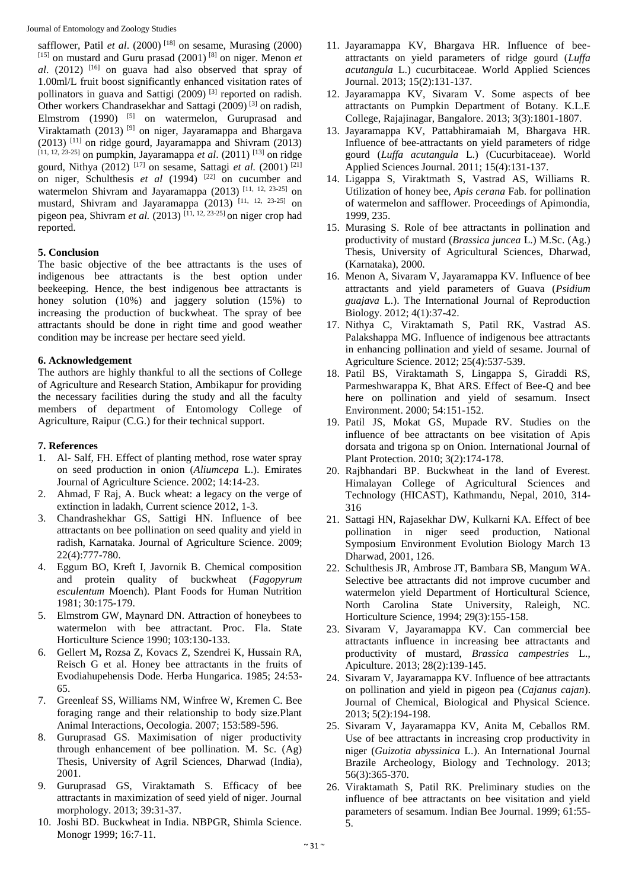safflower, Patil *et al*. (2000) [18] on sesame, Murasing (2000) [15] on mustard and Guru prasad (2001) [8] on niger. Menon *et al*. (2012) [16] on guava had also observed that spray of 1.00ml/L fruit boost significantly enhanced visitation rates of pollinators in guava and Sattigi (2009) [3] reported on radish. Other workers Chandrasekhar and Sattagi (2009) [3] on radish, Elmstrom (1990) [5] on watermelon, Guruprasad and Viraktamath (2013) [9] on niger, Jayaramappa and Bhargava (2013) [11] on ridge gourd, Jayaramappa and Shivram (2013) [11, 12, 23-25] on pumpkin, Jayaramappa *et al*. (2011) [13] on ridge gourd, Nithya (2012) [17] on sesame, Sattagi *et al.* (2001) [21] on niger, Schulthesis *et al* (1994) [22] on cucumber and watermelon Shivram and Jayaramappa (2013) [11, 12, 23-25] on mustard, Shivram and Jayaramappa (2013) [11, 12, 23-25] on pigeon pea, Shivram *et al.* (2013) [11, 12, 23-25] on niger crop had reported.

## 5. Conclusion

The basic objective of the bee attractants is the uses of indigenous bee attractants is the best option under beekeeping. Hence, the best indigenous bee attractants is honey solution (10%) and jaggery solution (15%) to increasing the production of buckwheat. The spray of bee attractants should be done in right time and good weather condition may be increase per hectare seed yield.

## 6. Acknowledgement

The authors are highly thankful to all the sections of College of Agriculture and Research Station, Ambikapur for providing the necessary facilities during the study and all the faculty members of department of Entomology College of Agriculture, Raipur (C.G.) for their technical support.

## 7. References

1. Al- Salf, FH. Effect of planting method, rose water spray on seed production in onion (*Aliumcepa* L.). Emirates Journal of Agriculture Science. 2002; 14:14-23.
2. Ahmad, F Raj, A. Buck wheat: a legacy on the verge of extinction in ladakh, Current science 2012, 1-3.
3. Chandrashekhar GS, Sattigi HN. Influence of bee attractants on bee pollination on seed quality and yield in radish, Karnataka. Journal of Agriculture Science. 2009; 22(4):777-780.
4. Eggum BO, Kreft I, Javornik B. Chemical composition and protein quality of buckwheat (*Fagopyrum esculentum* Moench). Plant Foods for Human Nutrition 1981; 30:175-179.
5. Elmstrom GW, Maynard DN. Attraction of honeybees to watermelon with bee attractant. Proc. Fla. State Horticulture Science 1990; 103:130-133.
6. Gellert M**,** Rozsa Z, Kovacs Z, Szendrei K, Hussain RA, Reisch G et al. Honey bee attractants in the fruits of Evodiahupehensis Dode. Herba Hungarica. 1985; 24:53-65.
7. Greenleaf SS, Williams NM, Winfree W, Kremen C. Bee foraging range and their relationship to body size.Plant Animal Interactions, Oecologia. 2007; 153:589-596.
8. Guruprasad GS. Maximisation of niger productivity through enhancement of bee pollination. M. Sc. (Ag) Thesis, University of Agril Sciences, Dharwad (India), 2001.
9. Guruprasad GS, Viraktamath S. Efficacy of bee attractants in maximization of seed yield of niger. Journal morphology. 2013; 39:31-37.
10. Joshi BD. Buckwheat in India. NBPGR, Shimla Science. Monogr 1999; 16:7-11.
11. Jayaramappa KV, Bhargava HR. Influence of bee-attractants on yield parameters of ridge gourd (*Luffa acutangula* L.) cucurbitaceae. World Applied Sciences Journal. 2013; 15(2):131-137.
12. Jayaramappa KV, Sivaram V. Some aspects of bee attractants on Pumpkin Department of Botany. K.L.E College, Rajajinagar, Bangalore. 2013; 3(3):1801-1807.
13. Jayaramappa KV, Pattabhiramaiah M, Bhargava HR. Influence of bee-attractants on yield parameters of ridge gourd (*Luffa acutangula* L.) (Cucurbitaceae). World Applied Sciences Journal. 2011; 15(4):131-137.
14. Ligappa S, Viraktmath S, Vastrad AS, Williams R. Utilization of honey bee, *Apis cerana* Fab. for pollination of watermelon and safflower. Proceedings of Apimondia, 1999, 235.
15. Murasing S. Role of bee attractants in pollination and productivity of mustard (*Brassica juncea* L.) M.Sc. (Ag.) Thesis, University of Agricultural Sciences, Dharwad, (Karnataka), 2000.
16. Menon A, Sivaram V, Jayaramappa KV. Influence of bee attractants and yield parameters of Guava (*Psidium guajava* L.). The International Journal of Reproduction Biology. 2012; 4(1):37-42.
17. Nithya C, Viraktamath S, Patil RK, Vastrad AS. Palakshappa MG. Influence of indigenous bee attractants in enhancing pollination and yield of sesame. Journal of Agriculture Science. 2012; 25(4):537-539.
18. Patil BS, Viraktamath S, Lingappa S, Giraddi RS, Parmeshwarappa K, Bhat ARS. Effect of Bee-Q and bee here on pollination and yield of sesamum. Insect Environment. 2000; 54:151-152.
19. Patil JS, Mokat GS, Mupade RV. Studies on the influence of bee attractants on bee visitation of Apis dorsata and trigona sp on Onion. International Journal of Plant Protection. 2010; 3(2):174-178.
20. Rajbhandari BP. Buckwheat in the land of Everest. Himalayan College of Agricultural Sciences and Technology (HICAST), Kathmandu, Nepal, 2010, 314-316
21. Sattagi HN, Rajasekhar DW, Kulkarni KA. Effect of bee pollination in niger seed production, National Symposium Environment Evolution Biology March 13 Dharwad, 2001, 126.
22. Schulthesis JR, Ambrose JT, Bambara SB, Mangum WA. Selective bee attractants did not improve cucumber and watermelon yield Department of Horticultural Science, North Carolina State University, Raleigh, NC. Horticulture Science, 1994; 29(3):155-158.
23. Sivaram V, Jayaramappa KV. Can commercial bee attractants influence in increasing bee attractants and productivity of mustard, *Brassica campestries* L., Apiculture. 2013; 28(2):139-145.
24. Sivaram V, Jayaramappa KV. Influence of bee attractants on pollination and yield in pigeon pea (*Cajanus cajan*). Journal of Chemical, Biological and Physical Science. 2013; 5(2):194-198.
25. Sivaram V, Jayaramappa KV, Anita M, Ceballos RM. Use of bee attractants in increasing crop productivity in niger (*Guizotia abyssinica* L.). An International Journal Brazile Archeology, Biology and Technology. 2013; 56(3):365-370.
26. Viraktamath S, Patil RK. Preliminary studies on the influence of bee attractants on bee visitation and yield parameters of sesamum. Indian Bee Journal. 1999; 61:55-5.